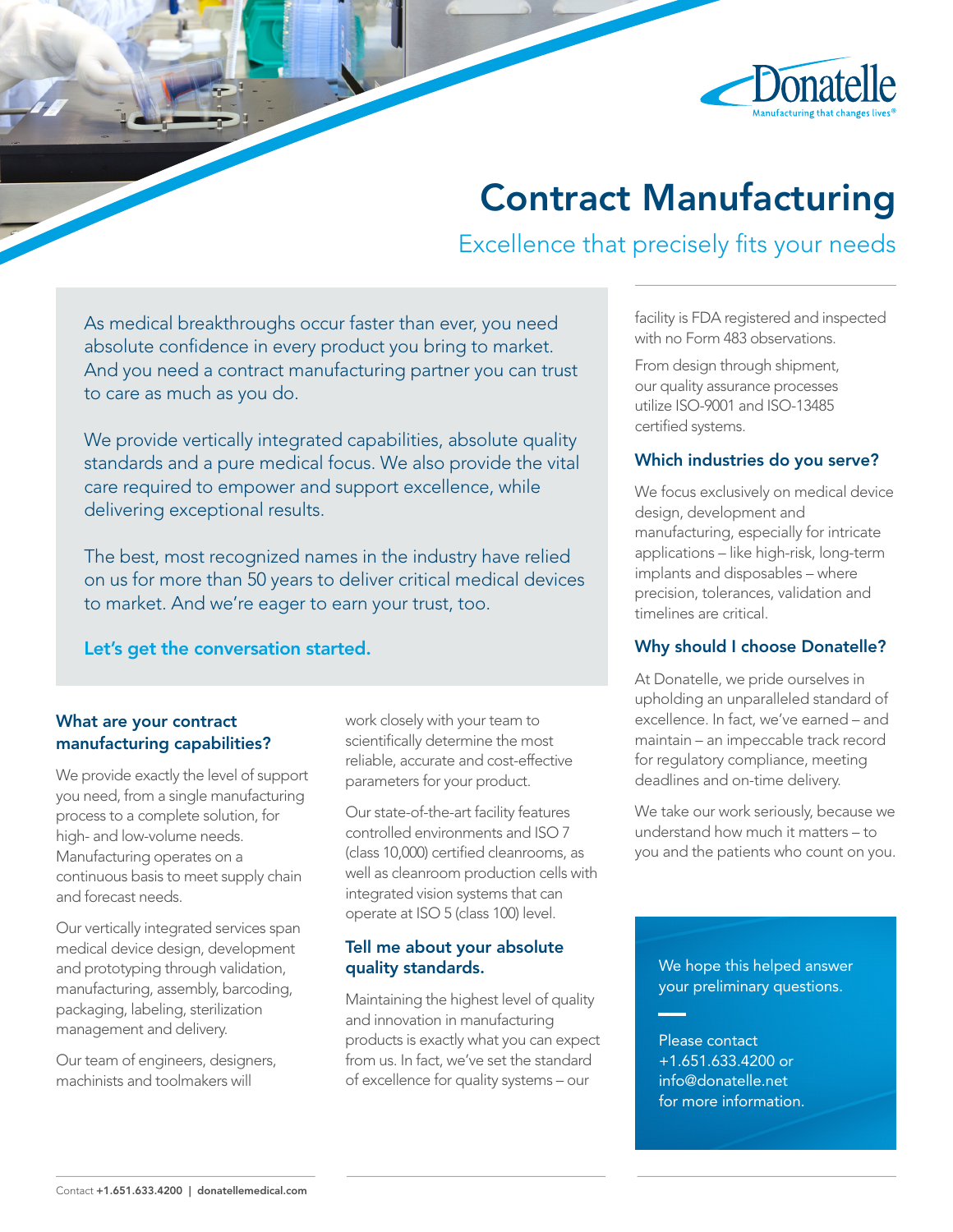Donatelle

Manufacturing that changes lives®

# Contract Manufacturing

## Excellence that precisely fits your needs

As medical breakthroughs occur faster than ever, you need absolute confidence in every product you bring to market. And you need a contract manufacturing partner you can trust to care as much as you do.

We provide vertically integrated capabilities, absolute quality standards and a pure medical focus. We also provide the vital care required to empower and support excellence, while delivering exceptional results.

The best, most recognized names in the industry have relied on us for more than 50 years to deliver critical medical devices to market. And we're eager to earn your trust, too.

**Let's get the conversation started.**

### What are your contract manufacturing capabilities?

We provide exactly the level of support you need, from a single manufacturing process to a complete solution, for high- and low-volume needs. Manufacturing operates on a continuous basis to meet supply chain and forecast needs.

Our vertically integrated services span medical device design, development and prototyping through validation, manufacturing, assembly, barcoding, packaging, labeling, sterilization management and delivery.

Our team of engineers, designers, machinists and toolmakers will work closely with your team to scientifically determine the most reliable, accurate and cost-effective parameters for your product.

Our state-of-the-art facility features controlled environments and ISO 7 (class 10,000) certified cleanrooms, as well as cleanroom production cells with integrated vision systems that can operate at ISO 5 (class 100) level.

### Tell me about your absolute quality standards.

Maintaining the highest level of quality and innovation in manufacturing products is exactly what you can expect from us. In fact, we've set the standard of excellence for quality systems – our facility is FDA registered and inspected with no Form 483 observations.

From design through shipment, our quality assurance processes utilize ISO-9001 and ISO-13485 certified systems.

### Which industries do you serve?

We focus exclusively on medical device design, development and manufacturing, especially for intricate applications – like high-risk, long-term implants and disposables – where precision, tolerances, validation and timelines are critical.

### Why should I choose Donatelle?

At Donatelle, we pride ourselves in upholding an unparalleled standard of excellence. In fact, we've earned – and maintain – an impeccable track record for regulatory compliance, meeting deadlines and on-time delivery.

We take our work seriously, because we understand how much it matters – to you and the patients who count on you.

We hope this helped answer your preliminary questions.

Please contact +1.651.633.4200 or info@donatelle.net for more information.

Contact **+1.651.633.4200** | **donatellemedical.com**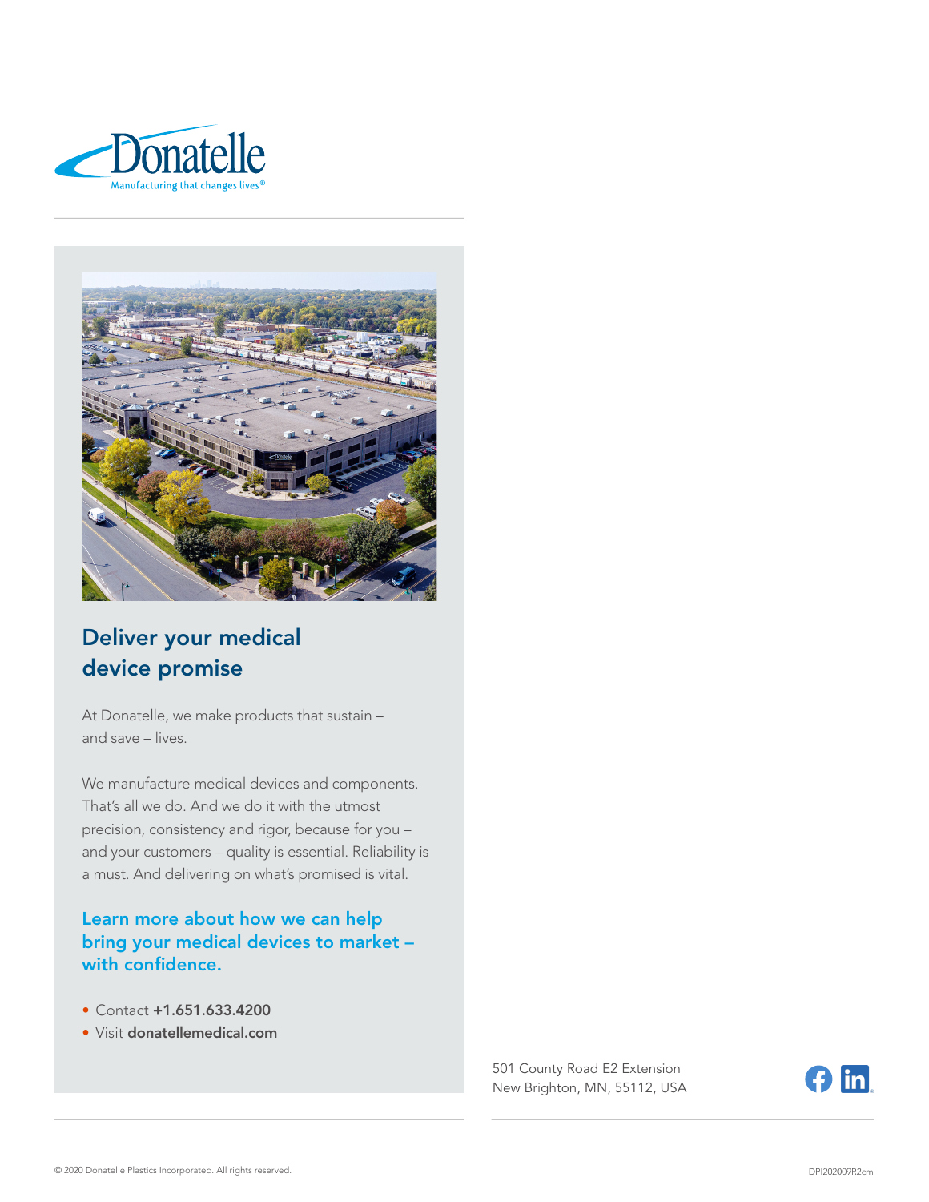Donatelle

Manufacturing that changes lives®

## Deliver your medical device promise

At Donatelle, we make products that sustain – and save – lives.

We manufacture medical devices and components. That's all we do. And we do it with the utmost precision, consistency and rigor, because for you – and your customers – quality is essential. Reliability is a must. And delivering on what's promised is vital.

### Learn more about how we can help bring your medical devices to market – with confidence.

- Contact **+1.651.633.4200**
- Visit **donatellemedical.com**

501 County Road E2 Extension
New Brighton, MN, 55112, USA

© 2020 Donatelle Plastics Incorporated. All rights reserved.

DPI202009R2cm